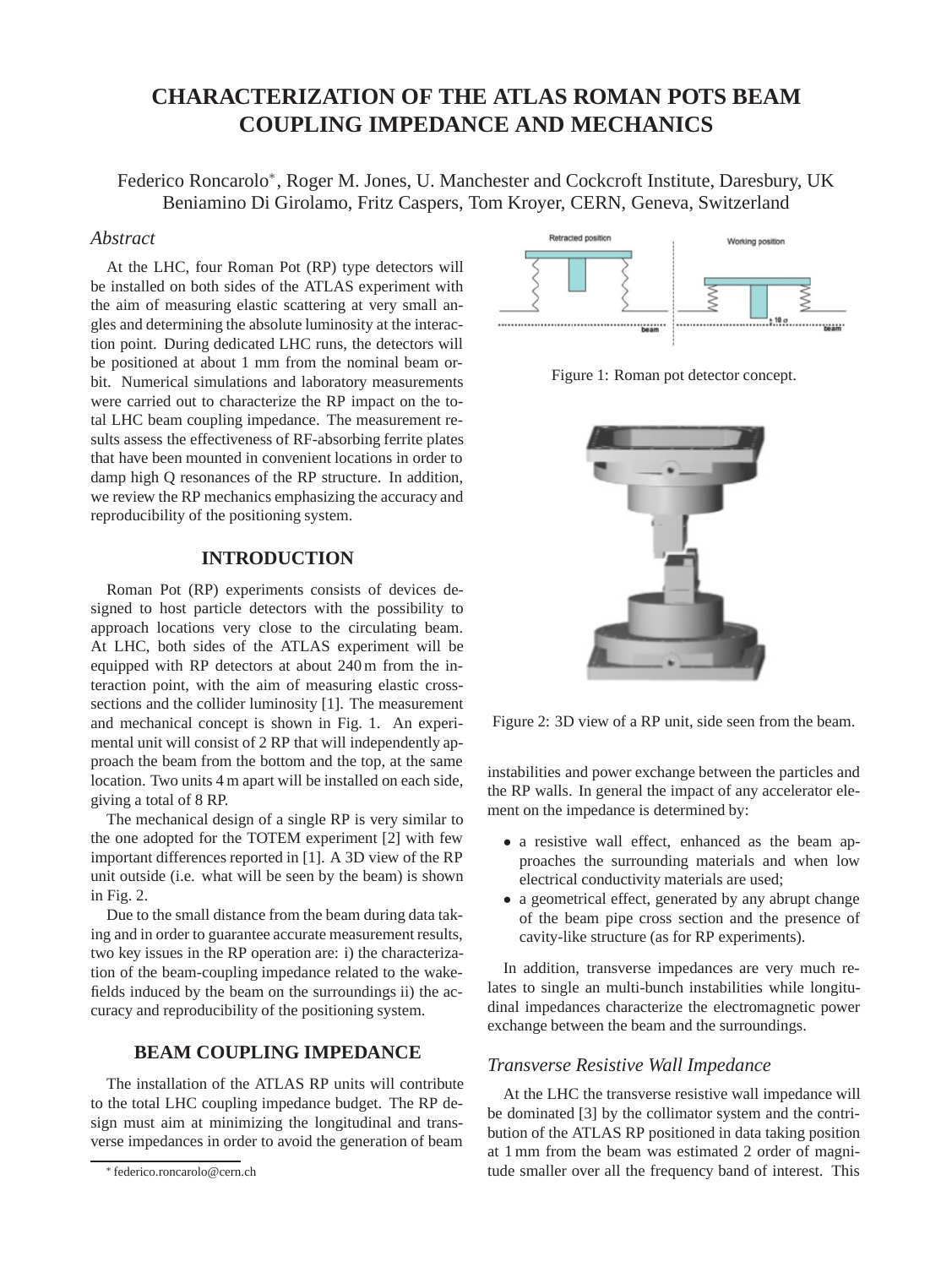# CHARACTERIZATION OF THE ATLAS ROMAN POTS BEAM COUPLING IMPEDANCE AND MECHANICS

Federico Roncarolo*, Roger M. Jones, U. Manchester and Cockcroft Institute, Daresbury, UK
Beniamino Di Girolamo, Fritz Caspers, Tom Kroyer, CERN, Geneva, Switzerland

### *Abstract*

At the LHC, four Roman Pot (RP) type detectors will be installed on both sides of the ATLAS experiment with the aim of measuring elastic scattering at very small angles and determining the absolute luminosity at the interaction point. During dedicated LHC runs, the detectors will be positioned at about 1 mm from the nominal beam orbit. Numerical simulations and laboratory measurements were carried out to characterize the RP impact on the total LHC beam coupling impedance. The measurement results assess the effectiveness of RF-absorbing ferrite plates that have been mounted in convenient locations in order to damp high Q resonances of the RP structure. In addition, we review the RP mechanics emphasizing the accuracy and reproducibility of the positioning system.

## INTRODUCTION

Roman Pot (RP) experiments consists of devices designed to host particle detectors with the possibility to approach locations very close to the circulating beam. At LHC, both sides of the ATLAS experiment will be equipped with RP detectors at about 240 m from the interaction point, with the aim of measuring elastic cross-sections and the collider luminosity [1]. The measurement and mechanical concept is shown in Fig. 1. An experimental unit will consist of 2 RP that will independently approach the beam from the bottom and the top, at the same location. Two units 4 m apart will be installed on each side, giving a total of 8 RP.

The mechanical design of a single RP is very similar to the one adopted for the TOTEM experiment [2] with few important differences reported in [1]. A 3D view of the RP unit outside (i.e. what will be seen by the beam) is shown in Fig. 2.

Due to the small distance from the beam during data taking and in order to guarantee accurate measurement results, two key issues in the RP operation are: i) the characterization of the beam-coupling impedance related to the wakefields induced by the beam on the surroundings ii) the accuracy and reproducibility of the positioning system.

Figure 1: Roman pot detector concept.

Figure 2: 3D view of a RP unit, side seen from the beam.

## BEAM COUPLING IMPEDANCE

The installation of the ATLAS RP units will contribute to the total LHC coupling impedance budget. The RP design must aim at minimizing the longitudinal and transverse impedances in order to avoid the generation of beam instabilities and power exchange between the particles and the RP walls. In general the impact of any accelerator element on the impedance is determined by:

- a resistive wall effect, enhanced as the beam approaches the surrounding materials and when low electrical conductivity materials are used;
- a geometrical effect, generated by any abrupt change of the beam pipe cross section and the presence of cavity-like structure (as for RP experiments).

In addition, transverse impedances are very much relates to single an multi-bunch instabilities while longitudinal impedances characterize the electromagnetic power exchange between the beam and the surroundings.

### *Transverse Resistive Wall Impedance*

At the LHC the transverse resistive wall impedance will be dominated [3] by the collimator system and the contribution of the ATLAS RP positioned in data taking position at 1 mm from the beam was estimated 2 order of magnitude smaller over all the frequency band of interest. This

* federico.roncarolo@cern.ch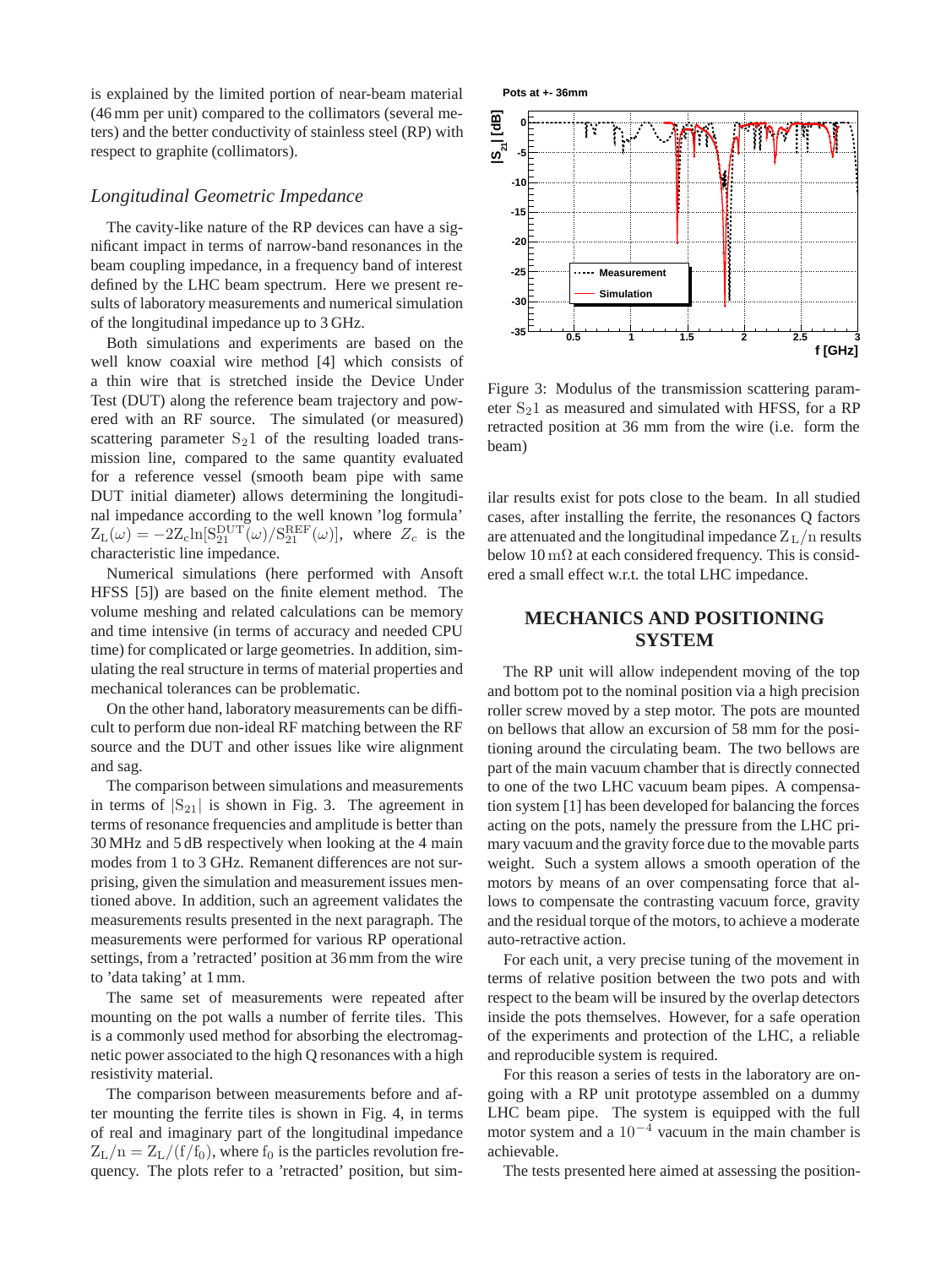is explained by the limited portion of near-beam material (46 mm per unit) compared to the collimators (several meters) and the better conductivity of stainless steel (RP) with respect to graphite (collimators).

### *Longitudinal Geometric Impedance*

The cavity-like nature of the RP devices can have a significant impact in terms of narrow-band resonances in the beam coupling impedance, in a frequency band of interest defined by the LHC beam spectrum. Here we present results of laboratory measurements and numerical simulation of the longitudinal impedance up to 3 GHz.

Both simulations and experiments are based on the well know coaxial wire method [4] which consists of a thin wire that is stretched inside the Device Under Test (DUT) along the reference beam trajectory and powered with an RF source. The simulated (or measured) scattering parameter $S_21$ of the resulting loaded transmission line, compared to the same quantity evaluated for a reference vessel (smooth beam pipe with same DUT initial diameter) allows determining the longitudinal impedance according to the well known 'log formula' $Z_L(\omega) = -2Z_c \ln[S_{21}^{DUT}(\omega)/S_{21}^{REF}(\omega)]$, where $Z_c$ is the characteristic line impedance.

Numerical simulations (here performed with Ansoft HFSS [5]) are based on the finite element method. The volume meshing and related calculations can be memory and time intensive (in terms of accuracy and needed CPU time) for complicated or large geometries. In addition, simulating the real structure in terms of material properties and mechanical tolerances can be problematic.

On the other hand, laboratory measurements can be difficult to perform due non-ideal RF matching between the RF source and the DUT and other issues like wire alignment and sag.

The comparison between simulations and measurements in terms of $|S_{21}|$ is shown in Fig. 3. The agreement in terms of resonance frequencies and amplitude is better than 30 MHz and 5 dB respectively when looking at the 4 main modes from 1 to 3 GHz. Remanent differences are not surprising, given the simulation and measurement issues mentioned above. In addition, such an agreement validates the measurements results presented in the next paragraph. The measurements were performed for various RP operational settings, from a 'retracted' position at 36 mm from the wire to 'data taking' at 1 mm.

The same set of measurements were repeated after mounting on the pot walls a number of ferrite tiles. This is a commonly used method for absorbing the electromagnetic power associated to the high Q resonances with a high resistivity material.

The comparison between measurements before and after mounting the ferrite tiles is shown in Fig. 4, in terms of real and imaginary part of the longitudinal impedance $Z_L/n = Z_L/(f/f_0)$, where $f_0$ is the particles revolution frequency. The plots refer to a 'retracted' position, but similar results exist for pots close to the beam. In all studied cases, after installing the ferrite, the resonances Q factors are attenuated and the longitudinal impedance $Z_L/n$ results below $10\,m\Omega$ at each considered frequency. This is considered a small effect w.r.t. the total LHC impedance.

Figure 3: Modulus of the transmission scattering parameter $S_21$ as measured and simulated with HFSS, for a RP retracted position at 36 mm from the wire (i.e. form the beam)

## MECHANICS AND POSITIONING SYSTEM

The RP unit will allow independent moving of the top and bottom pot to the nominal position via a high precision roller screw moved by a step motor. The pots are mounted on bellows that allow an excursion of 58 mm for the positioning around the circulating beam. The two bellows are part of the main vacuum chamber that is directly connected to one of the two LHC vacuum beam pipes. A compensation system [1] has been developed for balancing the forces acting on the pots, namely the pressure from the LHC primary vacuum and the gravity force due to the movable parts weight. Such a system allows a smooth operation of the motors by means of an over compensating force that allows to compensate the contrasting vacuum force, gravity and the residual torque of the motors, to achieve a moderate auto-retractive action.

For each unit, a very precise tuning of the movement in terms of relative position between the two pots and with respect to the beam will be insured by the overlap detectors inside the pots themselves. However, for a safe operation of the experiments and protection of the LHC, a reliable and reproducible system is required.

For this reason a series of tests in the laboratory are ongoing with a RP unit prototype assembled on a dummy LHC beam pipe. The system is equipped with the full motor system and a $10^{-4}$ vacuum in the main chamber is achievable.

The tests presented here aimed at assessing the position-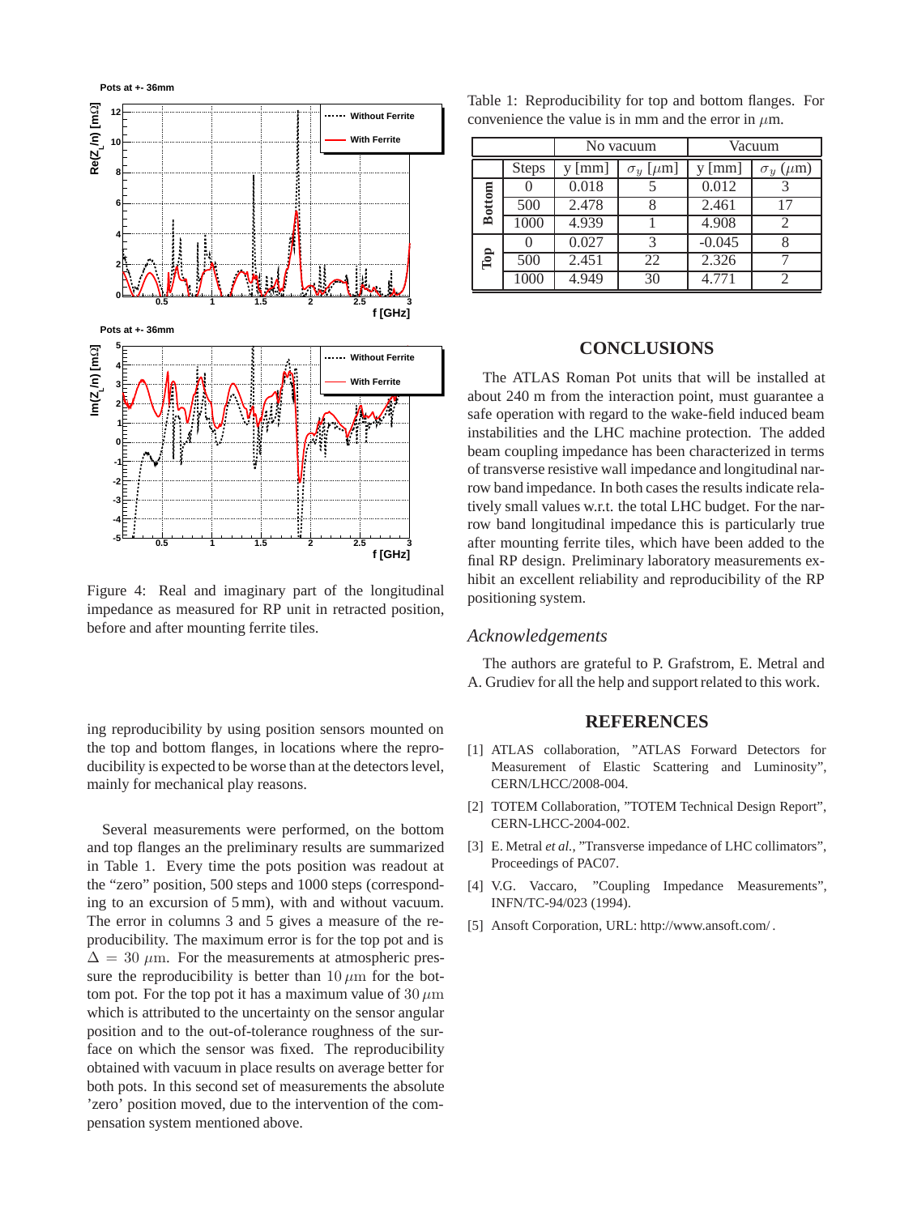Pots at +- 36mm

Re(Z_/n) [mΩ]

Without Ferrite

With Ferrite

f [GHz]

Pots at +- 36mm

Im(Z_/n) [mΩ]

Without Ferrite

With Ferrite

f [GHz]

Figure 4: Real and imaginary part of the longitudinal impedance as measured for RP unit in retracted position, before and after mounting ferrite tiles.

ing reproducibility by using position sensors mounted on the top and bottom flanges, in locations where the reproducibility is expected to be worse than at the detectors level, mainly for mechanical play reasons.

Several measurements were performed, on the bottom and top flanges an the preliminary results are summarized in Table 1. Every time the pots position was readout at the "zero" position, 500 steps and 1000 steps (corresponding to an excursion of 5 mm), with and without vacuum. The error in columns 3 and 5 gives a measure of the reproducibility. The maximum error is for the top pot and is $\Delta = 30\ \mu\mathrm{m}$. For the measurements at atmospheric pressure the reproducibility is better than $10\,\mu\mathrm{m}$ for the bottom pot. For the top pot it has a maximum value of $30\,\mu\mathrm{m}$ which is attributed to the uncertainty on the sensor angular position and to the out-of-tolerance roughness of the surface on which the sensor was fixed. The reproducibility obtained with vacuum in place results on average better for both pots. In this second set of measurements the absolute 'zero' position moved, due to the intervention of the compensation system mentioned above.

Table 1: Reproducibility for top and bottom flanges. For convenience the value is in mm and the error in $\mu$m.

| | | No vacuum | | Vacuum | |
|---|---|---|---|---|---|
| | Steps | y [mm] | $\sigma_y$ [$\mu$m] | y [mm] | $\sigma_y$ ($\mu$m) |
| Bottom | 0 | 0.018 | 5 | 0.012 | 3 |
| | 500 | 2.478 | 8 | 2.461 | 17 |
| | 1000 | 4.939 | 1 | 4.908 | 2 |
| Top | 0 | 0.027 | 3 | -0.045 | 8 |
| | 500 | 2.451 | 22 | 2.326 | 7 |
| | 1000 | 4.949 | 30 | 4.771 | 2 |

## CONCLUSIONS

The ATLAS Roman Pot units that will be installed at about 240 m from the interaction point, must guarantee a safe operation with regard to the wake-field induced beam instabilities and the LHC machine protection. The added beam coupling impedance has been characterized in terms of transverse resistive wall impedance and longitudinal narrow band impedance. In both cases the results indicate relatively small values w.r.t. the total LHC budget. For the narrow band longitudinal impedance this is particularly true after mounting ferrite tiles, which have been added to the final RP design. Preliminary laboratory measurements exhibit an excellent reliability and reproducibility of the RP positioning system.

### *Acknowledgements*

The authors are grateful to P. Grafstrom, E. Metral and A. Grudiev for all the help and support related to this work.

## REFERENCES

[1] ATLAS collaboration, "ATLAS Forward Detectors for Measurement of Elastic Scattering and Luminosity", CERN/LHCC/2008-004.

[2] TOTEM Collaboration, "TOTEM Technical Design Report", CERN-LHCC-2004-002.

[3] E. Metral *et al.*, "Transverse impedance of LHC collimators", Proceedings of PAC07.

[4] V.G. Vaccaro, "Coupling Impedance Measurements", INFN/TC-94/023 (1994).

[5] Ansoft Corporation, URL: http://www.ansoft.com/ .